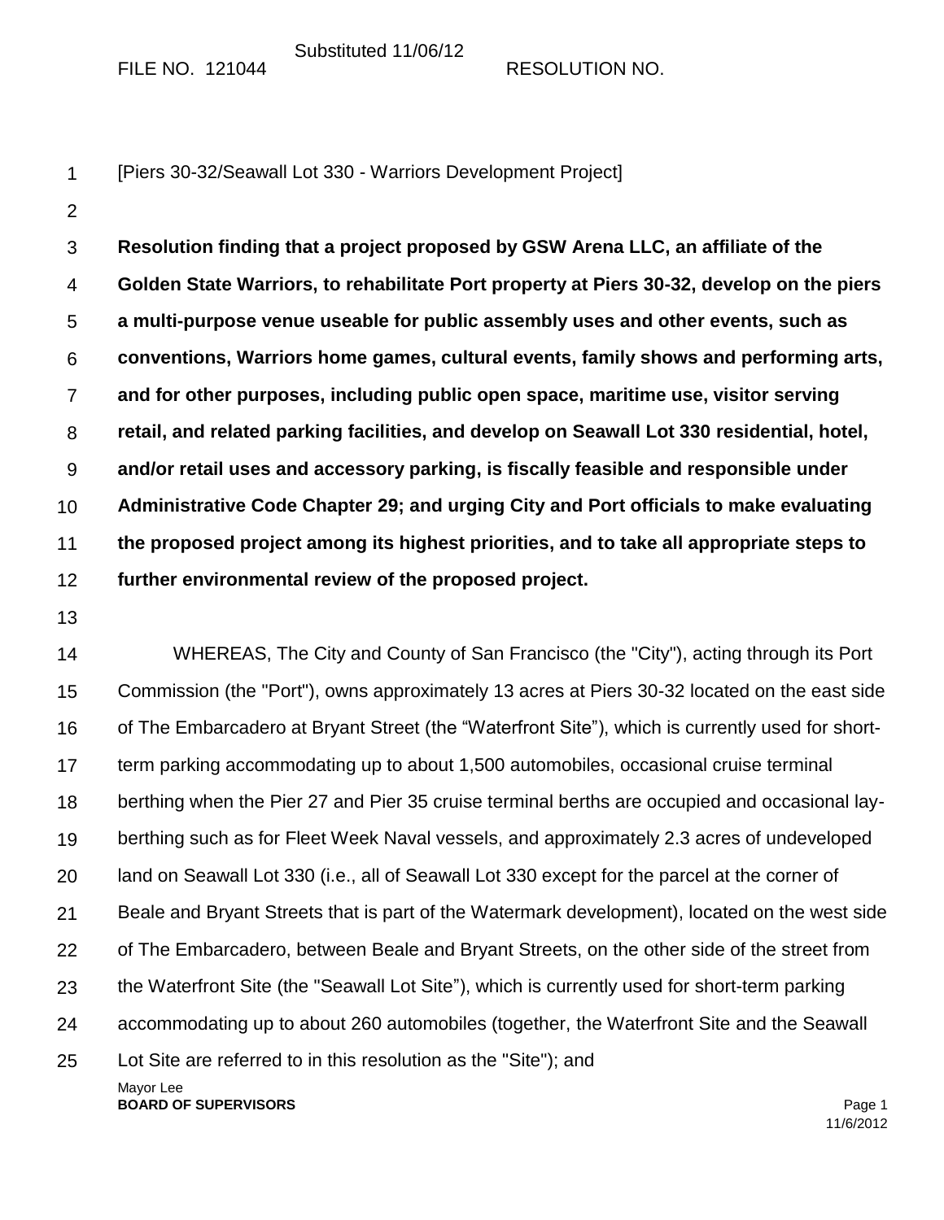Substituted 11/06/12

FILE NO. 121044 RESOLUTION NO.

[Piers 30-32/Seawall Lot 330 - Warriors Development Project]

**Resolution finding that a project proposed by GSW Arena LLC, an affiliate of the Golden State Warriors, to rehabilitate Port property at Piers 30-32, develop on the piers a multi-purpose venue useable for public assembly uses and other events, such as conventions, Warriors home games, cultural events, family shows and performing arts, and for other purposes, including public open space, maritime use, visitor serving retail, and related parking facilities, and develop on Seawall Lot 330 residential, hotel, and/or retail uses and accessory parking, is fiscally feasible and responsible under Administrative Code Chapter 29; and urging City and Port officials to make evaluating the proposed project among its highest priorities, and to take all appropriate steps to further environmental review of the proposed project.**

WHEREAS, The City and County of San Francisco (the "City"), acting through its Port Commission (the "Port"), owns approximately 13 acres at Piers 30-32 located on the east side of The Embarcadero at Bryant Street (the "Waterfront Site"), which is currently used for short-term parking accommodating up to about 1,500 automobiles, occasional cruise terminal berthing when the Pier 27 and Pier 35 cruise terminal berths are occupied and occasional lay-berthing such as for Fleet Week Naval vessels, and approximately 2.3 acres of undeveloped land on Seawall Lot 330 (i.e., all of Seawall Lot 330 except for the parcel at the corner of Beale and Bryant Streets that is part of the Watermark development), located on the west side of The Embarcadero, between Beale and Bryant Streets, on the other side of the street from the Waterfront Site (the "Seawall Lot Site"), which is currently used for short-term parking accommodating up to about 260 automobiles (together, the Waterfront Site and the Seawall Lot Site are referred to in this resolution as the "Site"); and

Mayor Lee
**BOARD OF SUPERVISORS**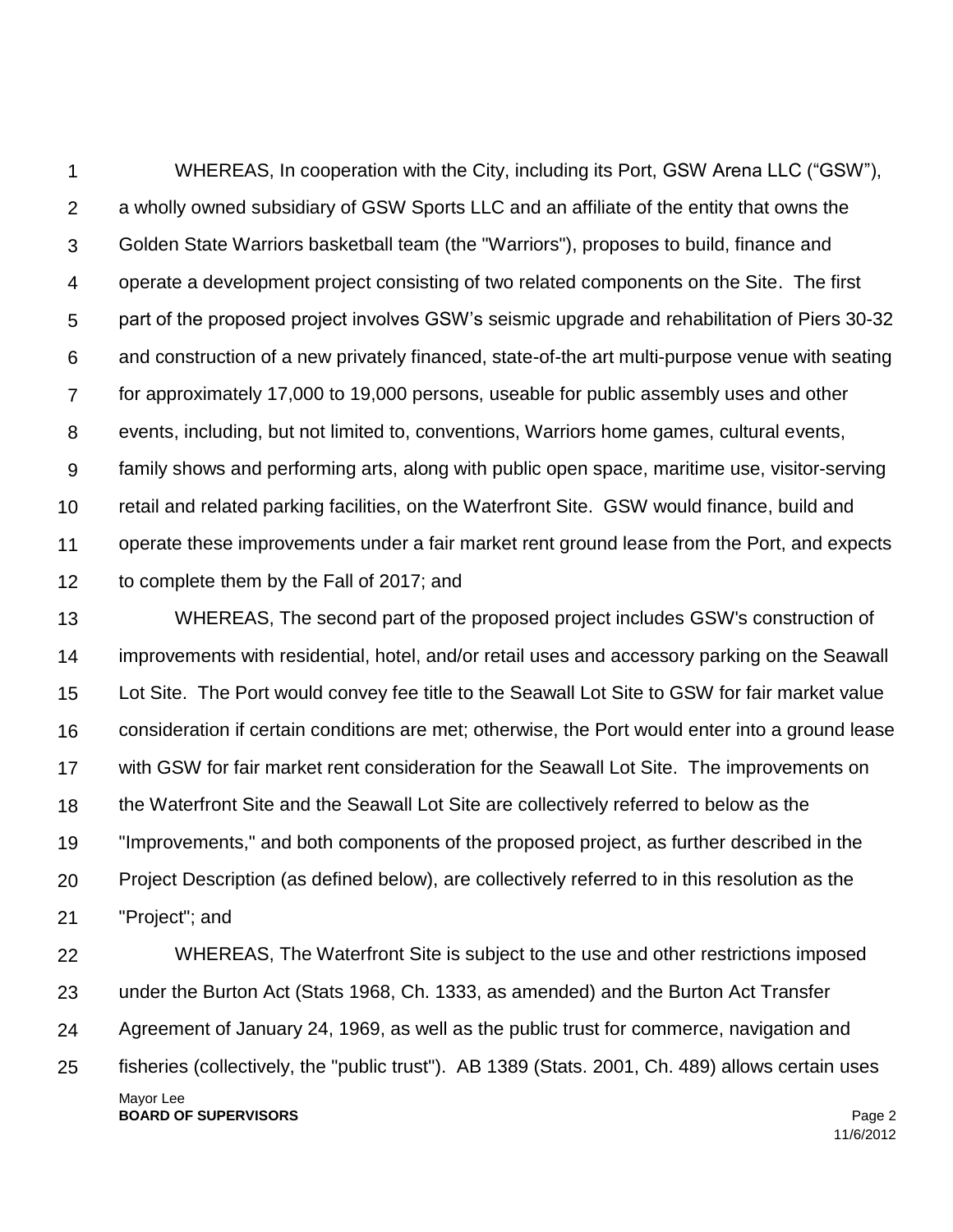WHEREAS, In cooperation with the City, including its Port, GSW Arena LLC ("GSW"), a wholly owned subsidiary of GSW Sports LLC and an affiliate of the entity that owns the Golden State Warriors basketball team (the "Warriors"), proposes to build, finance and operate a development project consisting of two related components on the Site. The first part of the proposed project involves GSW's seismic upgrade and rehabilitation of Piers 30-32 and construction of a new privately financed, state-of-the art multi-purpose venue with seating for approximately 17,000 to 19,000 persons, useable for public assembly uses and other events, including, but not limited to, conventions, Warriors home games, cultural events, family shows and performing arts, along with public open space, maritime use, visitor-serving retail and related parking facilities, on the Waterfront Site. GSW would finance, build and operate these improvements under a fair market rent ground lease from the Port, and expects to complete them by the Fall of 2017; and

WHEREAS, The second part of the proposed project includes GSW's construction of improvements with residential, hotel, and/or retail uses and accessory parking on the Seawall Lot Site. The Port would convey fee title to the Seawall Lot Site to GSW for fair market value consideration if certain conditions are met; otherwise, the Port would enter into a ground lease with GSW for fair market rent consideration for the Seawall Lot Site. The improvements on the Waterfront Site and the Seawall Lot Site are collectively referred to below as the "Improvements," and both components of the proposed project, as further described in the Project Description (as defined below), are collectively referred to in this resolution as the "Project"; and

WHEREAS, The Waterfront Site is subject to the use and other restrictions imposed under the Burton Act (Stats 1968, Ch. 1333, as amended) and the Burton Act Transfer Agreement of January 24, 1969, as well as the public trust for commerce, navigation and fisheries (collectively, the "public trust"). AB 1389 (Stats. 2001, Ch. 489) allows certain uses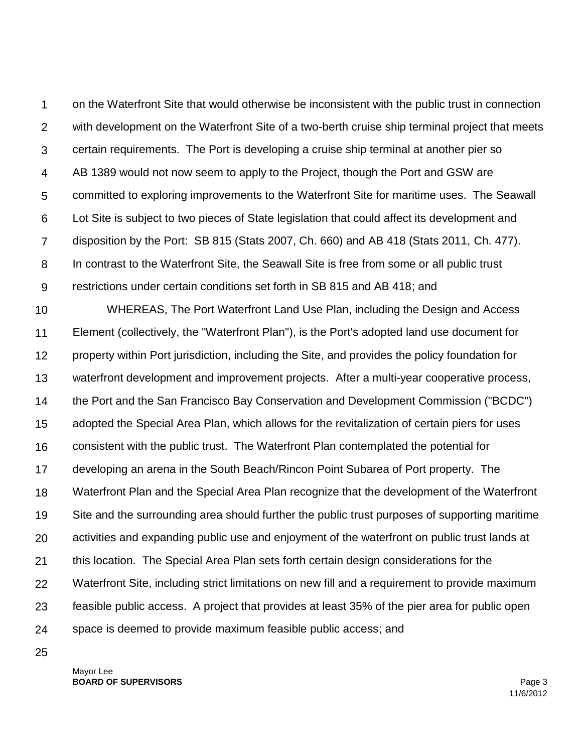on the Waterfront Site that would otherwise be inconsistent with the public trust in connection with development on the Waterfront Site of a two-berth cruise ship terminal project that meets certain requirements. The Port is developing a cruise ship terminal at another pier so AB 1389 would not now seem to apply to the Project, though the Port and GSW are committed to exploring improvements to the Waterfront Site for maritime uses. The Seawall Lot Site is subject to two pieces of State legislation that could affect its development and disposition by the Port: SB 815 (Stats 2007, Ch. 660) and AB 418 (Stats 2011, Ch. 477). In contrast to the Waterfront Site, the Seawall Site is free from some or all public trust restrictions under certain conditions set forth in SB 815 and AB 418; and

WHEREAS, The Port Waterfront Land Use Plan, including the Design and Access Element (collectively, the "Waterfront Plan"), is the Port's adopted land use document for property within Port jurisdiction, including the Site, and provides the policy foundation for waterfront development and improvement projects. After a multi-year cooperative process, the Port and the San Francisco Bay Conservation and Development Commission ("BCDC") adopted the Special Area Plan, which allows for the revitalization of certain piers for uses consistent with the public trust. The Waterfront Plan contemplated the potential for developing an arena in the South Beach/Rincon Point Subarea of Port property. The Waterfront Plan and the Special Area Plan recognize that the development of the Waterfront Site and the surrounding area should further the public trust purposes of supporting maritime activities and expanding public use and enjoyment of the waterfront on public trust lands at this location. The Special Area Plan sets forth certain design considerations for the Waterfront Site, including strict limitations on new fill and a requirement to provide maximum feasible public access. A project that provides at least 35% of the pier area for public open space is deemed to provide maximum feasible public access; and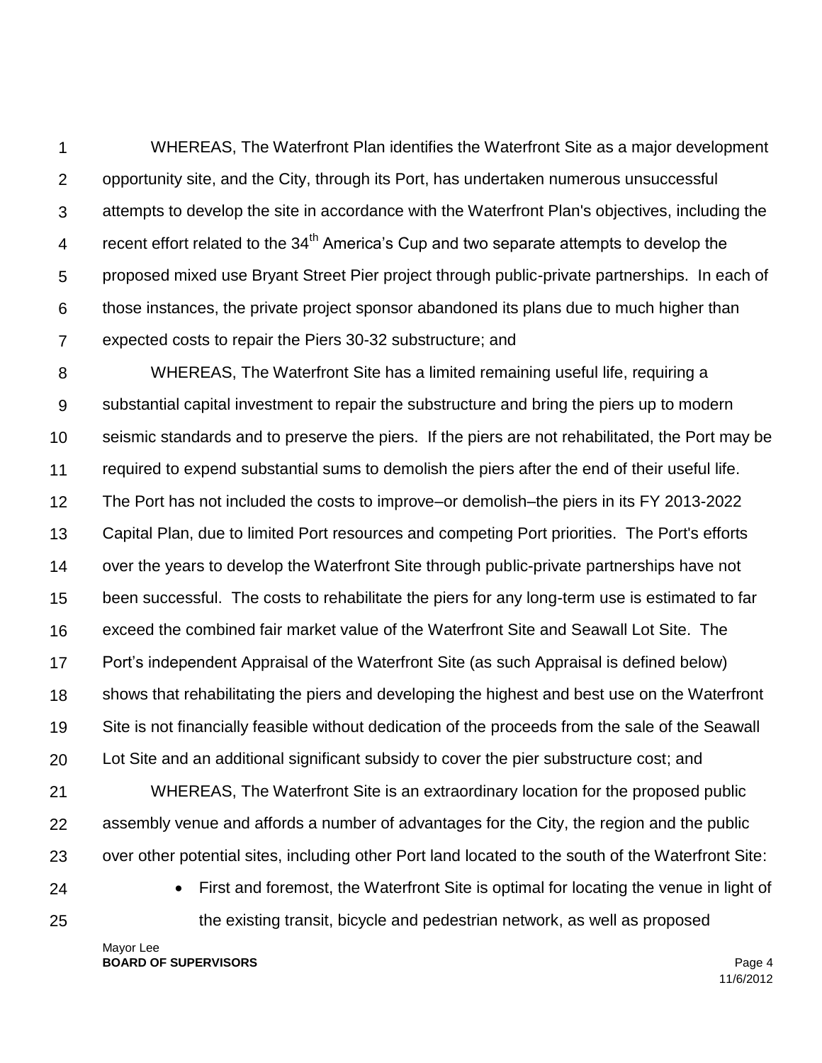WHEREAS, The Waterfront Plan identifies the Waterfront Site as a major development opportunity site, and the City, through its Port, has undertaken numerous unsuccessful attempts to develop the site in accordance with the Waterfront Plan's objectives, including the recent effort related to the 34th America's Cup and two separate attempts to develop the proposed mixed use Bryant Street Pier project through public-private partnerships. In each of those instances, the private project sponsor abandoned its plans due to much higher than expected costs to repair the Piers 30-32 substructure; and

WHEREAS, The Waterfront Site has a limited remaining useful life, requiring a substantial capital investment to repair the substructure and bring the piers up to modern seismic standards and to preserve the piers. If the piers are not rehabilitated, the Port may be required to expend substantial sums to demolish the piers after the end of their useful life. The Port has not included the costs to improve–or demolish–the piers in its FY 2013-2022 Capital Plan, due to limited Port resources and competing Port priorities. The Port's efforts over the years to develop the Waterfront Site through public-private partnerships have not been successful. The costs to rehabilitate the piers for any long-term use is estimated to far exceed the combined fair market value of the Waterfront Site and Seawall Lot Site. The Port's independent Appraisal of the Waterfront Site (as such Appraisal is defined below) shows that rehabilitating the piers and developing the highest and best use on the Waterfront Site is not financially feasible without dedication of the proceeds from the sale of the Seawall Lot Site and an additional significant subsidy to cover the pier substructure cost; and

WHEREAS, The Waterfront Site is an extraordinary location for the proposed public assembly venue and affords a number of advantages for the City, the region and the public over other potential sites, including other Port land located to the south of the Waterfront Site:

- First and foremost, the Waterfront Site is optimal for locating the venue in light of the existing transit, bicycle and pedestrian network, as well as proposed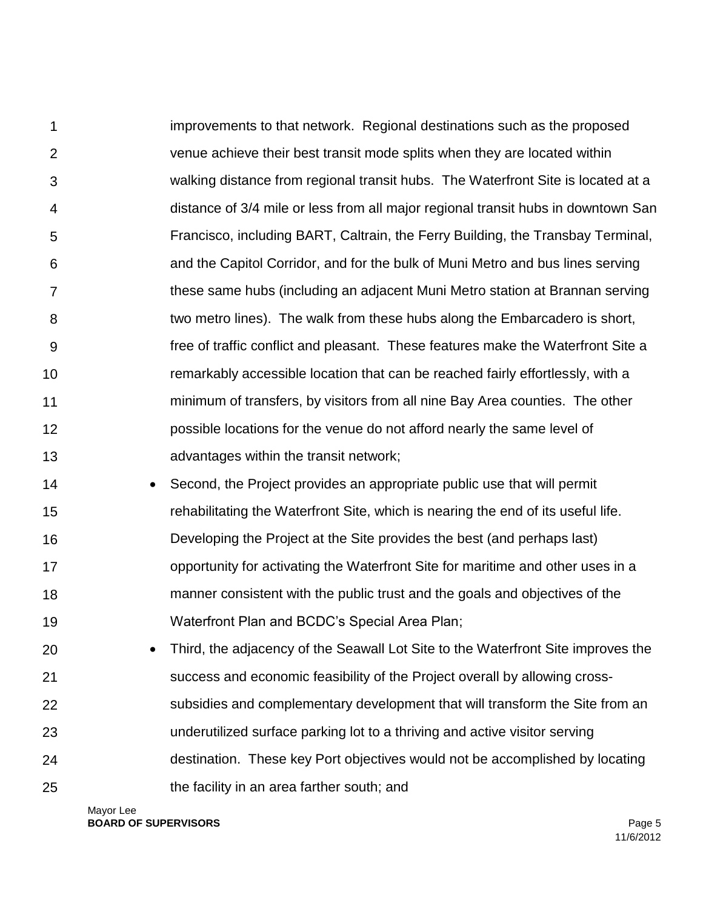improvements to that network. Regional destinations such as the proposed venue achieve their best transit mode splits when they are located within walking distance from regional transit hubs. The Waterfront Site is located at a distance of 3/4 mile or less from all major regional transit hubs in downtown San Francisco, including BART, Caltrain, the Ferry Building, the Transbay Terminal, and the Capitol Corridor, and for the bulk of Muni Metro and bus lines serving these same hubs (including an adjacent Muni Metro station at Brannan serving two metro lines). The walk from these hubs along the Embarcadero is short, free of traffic conflict and pleasant. These features make the Waterfront Site a remarkably accessible location that can be reached fairly effortlessly, with a minimum of transfers, by visitors from all nine Bay Area counties. The other possible locations for the venue do not afford nearly the same level of advantages within the transit network;

- Second, the Project provides an appropriate public use that will permit rehabilitating the Waterfront Site, which is nearing the end of its useful life. Developing the Project at the Site provides the best (and perhaps last) opportunity for activating the Waterfront Site for maritime and other uses in a manner consistent with the public trust and the goals and objectives of the Waterfront Plan and BCDC's Special Area Plan;
- Third, the adjacency of the Seawall Lot Site to the Waterfront Site improves the success and economic feasibility of the Project overall by allowing cross-subsidies and complementary development that will transform the Site from an underutilized surface parking lot to a thriving and active visitor serving destination. These key Port objectives would not be accomplished by locating the facility in an area farther south; and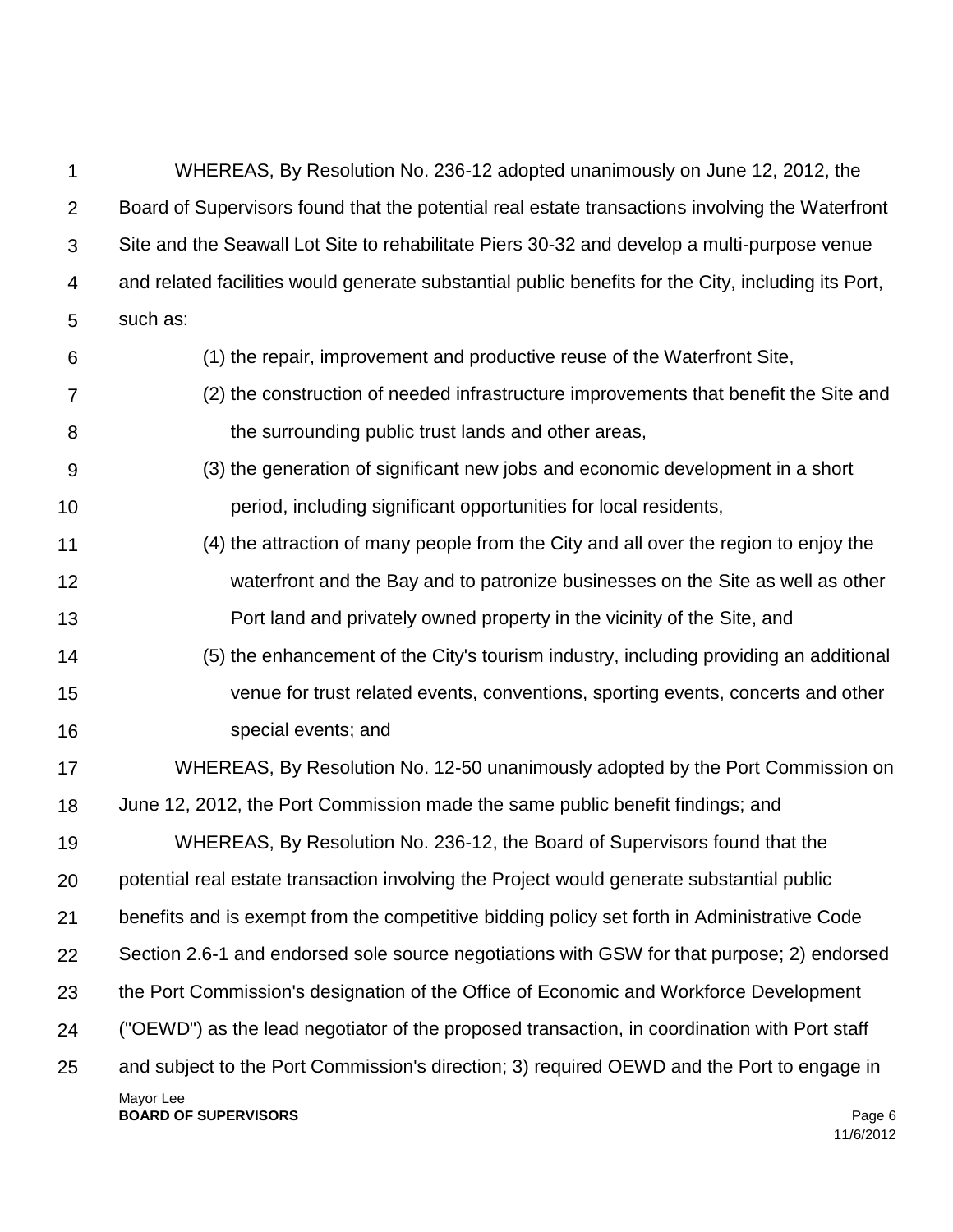WHEREAS, By Resolution No. 236-12 adopted unanimously on June 12, 2012, the Board of Supervisors found that the potential real estate transactions involving the Waterfront Site and the Seawall Lot Site to rehabilitate Piers 30-32 and develop a multi-purpose venue and related facilities would generate substantial public benefits for the City, including its Port, such as:

(1) the repair, improvement and productive reuse of the Waterfront Site,

(2) the construction of needed infrastructure improvements that benefit the Site and the surrounding public trust lands and other areas,

(3) the generation of significant new jobs and economic development in a short period, including significant opportunities for local residents,

(4) the attraction of many people from the City and all over the region to enjoy the waterfront and the Bay and to patronize businesses on the Site as well as other Port land and privately owned property in the vicinity of the Site, and

(5) the enhancement of the City's tourism industry, including providing an additional venue for trust related events, conventions, sporting events, concerts and other special events; and

WHEREAS, By Resolution No. 12-50 unanimously adopted by the Port Commission on June 12, 2012, the Port Commission made the same public benefit findings; and

WHEREAS, By Resolution No. 236-12, the Board of Supervisors found that the potential real estate transaction involving the Project would generate substantial public benefits and is exempt from the competitive bidding policy set forth in Administrative Code Section 2.6-1 and endorsed sole source negotiations with GSW for that purpose; 2) endorsed the Port Commission's designation of the Office of Economic and Workforce Development ("OEWD") as the lead negotiator of the proposed transaction, in coordination with Port staff and subject to the Port Commission's direction; 3) required OEWD and the Port to engage in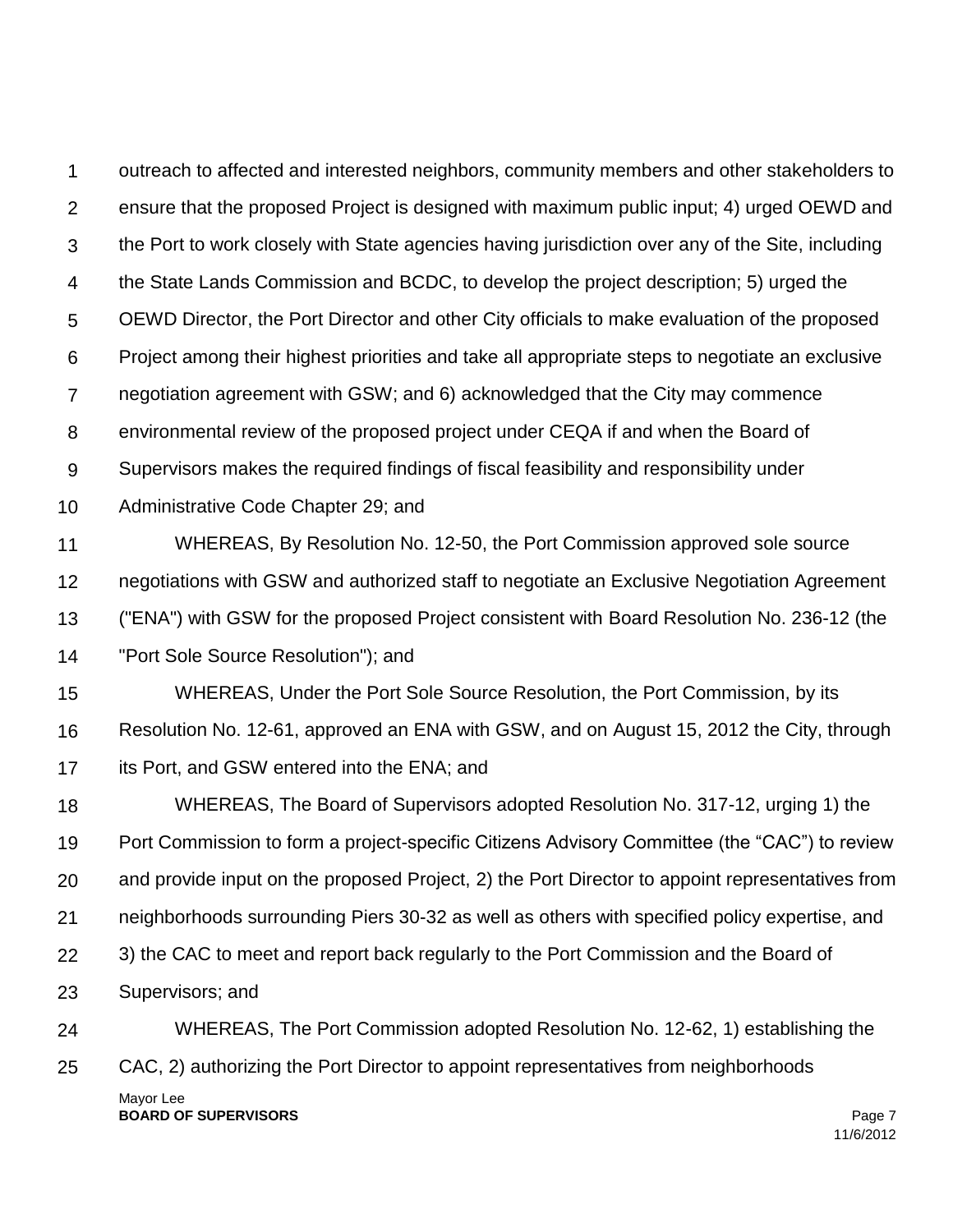outreach to affected and interested neighbors, community members and other stakeholders to ensure that the proposed Project is designed with maximum public input; 4) urged OEWD and the Port to work closely with State agencies having jurisdiction over any of the Site, including the State Lands Commission and BCDC, to develop the project description; 5) urged the OEWD Director, the Port Director and other City officials to make evaluation of the proposed Project among their highest priorities and take all appropriate steps to negotiate an exclusive negotiation agreement with GSW; and 6) acknowledged that the City may commence environmental review of the proposed project under CEQA if and when the Board of Supervisors makes the required findings of fiscal feasibility and responsibility under Administrative Code Chapter 29; and

WHEREAS, By Resolution No. 12-50, the Port Commission approved sole source negotiations with GSW and authorized staff to negotiate an Exclusive Negotiation Agreement ("ENA") with GSW for the proposed Project consistent with Board Resolution No. 236-12 (the "Port Sole Source Resolution"); and

WHEREAS, Under the Port Sole Source Resolution, the Port Commission, by its Resolution No. 12-61, approved an ENA with GSW, and on August 15, 2012 the City, through its Port, and GSW entered into the ENA; and

WHEREAS, The Board of Supervisors adopted Resolution No. 317-12, urging 1) the Port Commission to form a project-specific Citizens Advisory Committee (the "CAC") to review and provide input on the proposed Project, 2) the Port Director to appoint representatives from neighborhoods surrounding Piers 30-32 as well as others with specified policy expertise, and 3) the CAC to meet and report back regularly to the Port Commission and the Board of Supervisors; and

WHEREAS, The Port Commission adopted Resolution No. 12-62, 1) establishing the CAC, 2) authorizing the Port Director to appoint representatives from neighborhoods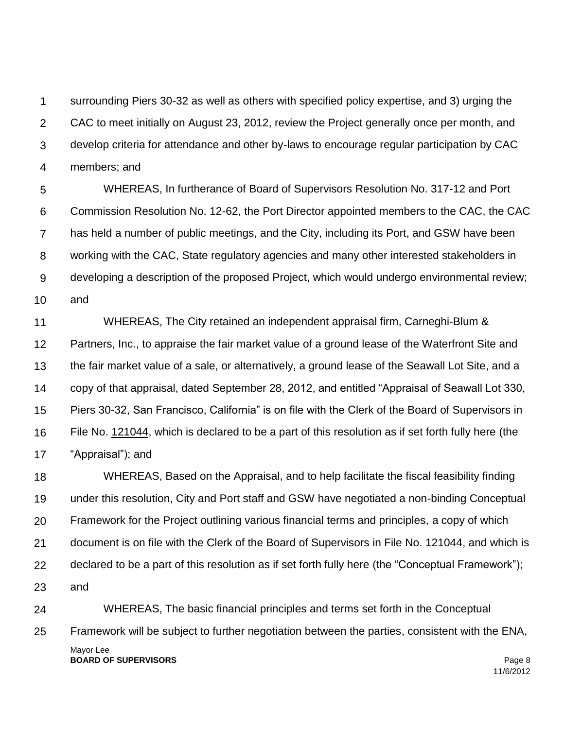surrounding Piers 30-32 as well as others with specified policy expertise, and 3) urging the CAC to meet initially on August 23, 2012, review the Project generally once per month, and develop criteria for attendance and other by-laws to encourage regular participation by CAC members; and

WHEREAS, In furtherance of Board of Supervisors Resolution No. 317-12 and Port Commission Resolution No. 12-62, the Port Director appointed members to the CAC, the CAC has held a number of public meetings, and the City, including its Port, and GSW have been working with the CAC, State regulatory agencies and many other interested stakeholders in developing a description of the proposed Project, which would undergo environmental review; and

WHEREAS, The City retained an independent appraisal firm, Carneghi-Blum & Partners, Inc., to appraise the fair market value of a ground lease of the Waterfront Site and the fair market value of a sale, or alternatively, a ground lease of the Seawall Lot Site, and a copy of that appraisal, dated September 28, 2012, and entitled "Appraisal of Seawall Lot 330, Piers 30-32, San Francisco, California" is on file with the Clerk of the Board of Supervisors in File No. 121044, which is declared to be a part of this resolution as if set forth fully here (the "Appraisal"); and

WHEREAS, Based on the Appraisal, and to help facilitate the fiscal feasibility finding under this resolution, City and Port staff and GSW have negotiated a non-binding Conceptual Framework for the Project outlining various financial terms and principles, a copy of which document is on file with the Clerk of the Board of Supervisors in File No. 121044, and which is declared to be a part of this resolution as if set forth fully here (the "Conceptual Framework"); and

WHEREAS, The basic financial principles and terms set forth in the Conceptual Framework will be subject to further negotiation between the parties, consistent with the ENA,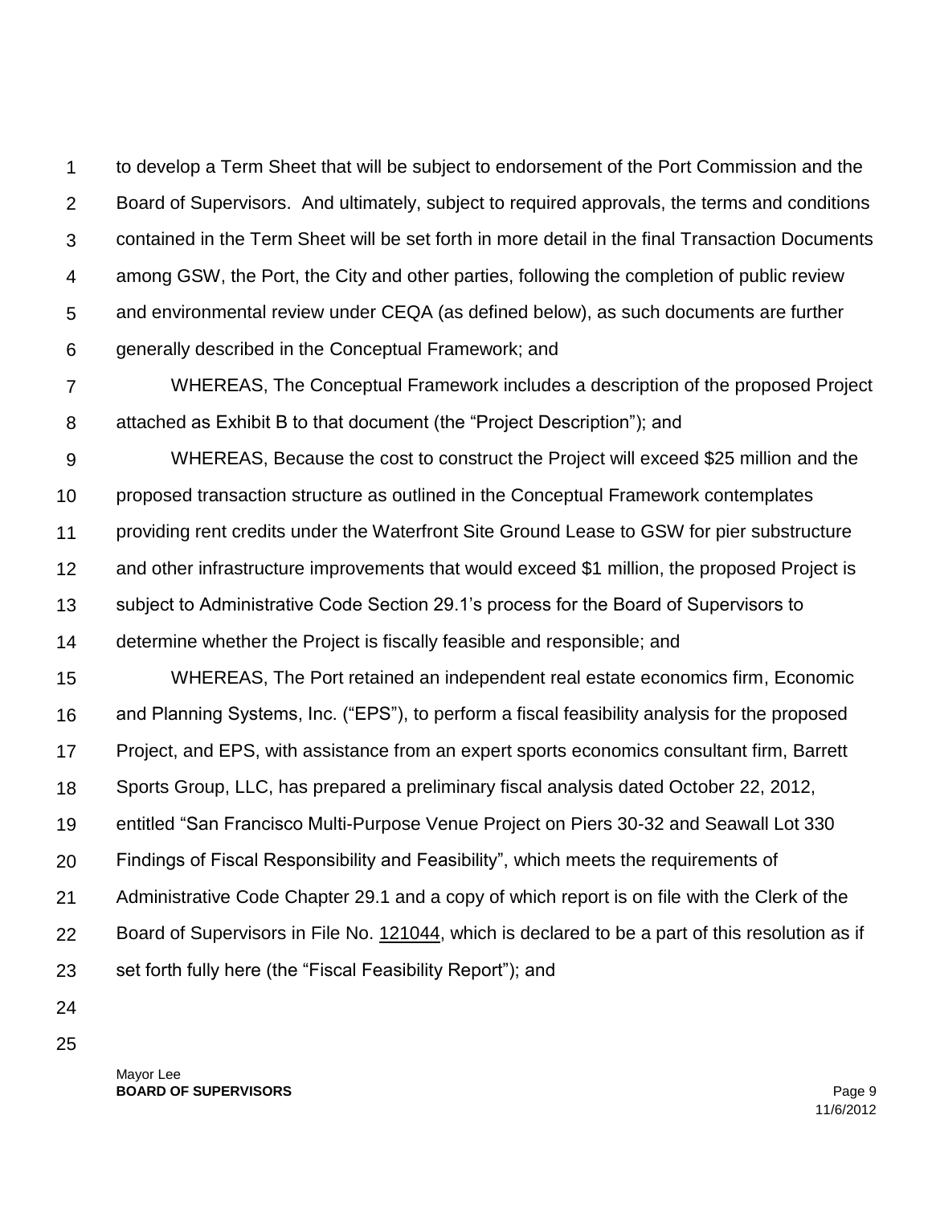to develop a Term Sheet that will be subject to endorsement of the Port Commission and the Board of Supervisors. And ultimately, subject to required approvals, the terms and conditions contained in the Term Sheet will be set forth in more detail in the final Transaction Documents among GSW, the Port, the City and other parties, following the completion of public review and environmental review under CEQA (as defined below), as such documents are further generally described in the Conceptual Framework; and

WHEREAS, The Conceptual Framework includes a description of the proposed Project attached as Exhibit B to that document (the "Project Description"); and

WHEREAS, Because the cost to construct the Project will exceed $25 million and the proposed transaction structure as outlined in the Conceptual Framework contemplates providing rent credits under the Waterfront Site Ground Lease to GSW for pier substructure and other infrastructure improvements that would exceed $1 million, the proposed Project is subject to Administrative Code Section 29.1's process for the Board of Supervisors to determine whether the Project is fiscally feasible and responsible; and

WHEREAS, The Port retained an independent real estate economics firm, Economic and Planning Systems, Inc. ("EPS"), to perform a fiscal feasibility analysis for the proposed Project, and EPS, with assistance from an expert sports economics consultant firm, Barrett Sports Group, LLC, has prepared a preliminary fiscal analysis dated October 22, 2012, entitled "San Francisco Multi-Purpose Venue Project on Piers 30-32 and Seawall Lot 330 Findings of Fiscal Responsibility and Feasibility", which meets the requirements of Administrative Code Chapter 29.1 and a copy of which report is on file with the Clerk of the Board of Supervisors in File No. 121044, which is declared to be a part of this resolution as if set forth fully here (the "Fiscal Feasibility Report"); and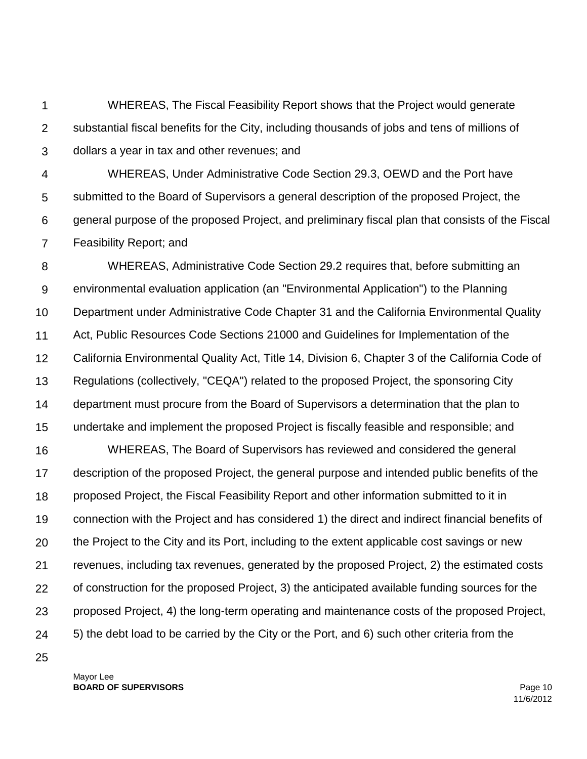WHEREAS, The Fiscal Feasibility Report shows that the Project would generate substantial fiscal benefits for the City, including thousands of jobs and tens of millions of dollars a year in tax and other revenues; and

WHEREAS, Under Administrative Code Section 29.3, OEWD and the Port have submitted to the Board of Supervisors a general description of the proposed Project, the general purpose of the proposed Project, and preliminary fiscal plan that consists of the Fiscal Feasibility Report; and

WHEREAS, Administrative Code Section 29.2 requires that, before submitting an environmental evaluation application (an "Environmental Application") to the Planning Department under Administrative Code Chapter 31 and the California Environmental Quality Act, Public Resources Code Sections 21000 and Guidelines for Implementation of the California Environmental Quality Act, Title 14, Division 6, Chapter 3 of the California Code of Regulations (collectively, "CEQA") related to the proposed Project, the sponsoring City department must procure from the Board of Supervisors a determination that the plan to undertake and implement the proposed Project is fiscally feasible and responsible; and

WHEREAS, The Board of Supervisors has reviewed and considered the general description of the proposed Project, the general purpose and intended public benefits of the proposed Project, the Fiscal Feasibility Report and other information submitted to it in connection with the Project and has considered 1) the direct and indirect financial benefits of the Project to the City and its Port, including to the extent applicable cost savings or new revenues, including tax revenues, generated by the proposed Project, 2) the estimated costs of construction for the proposed Project, 3) the anticipated available funding sources for the proposed Project, 4) the long-term operating and maintenance costs of the proposed Project, 5) the debt load to be carried by the City or the Port, and 6) such other criteria from the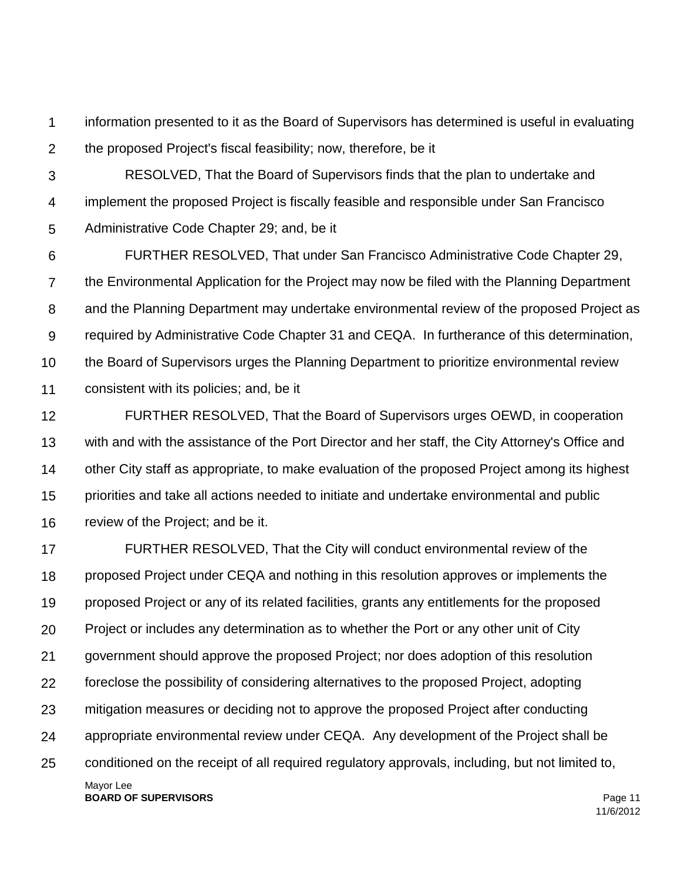information presented to it as the Board of Supervisors has determined is useful in evaluating the proposed Project's fiscal feasibility; now, therefore, be it

RESOLVED, That the Board of Supervisors finds that the plan to undertake and implement the proposed Project is fiscally feasible and responsible under San Francisco Administrative Code Chapter 29; and, be it

FURTHER RESOLVED, That under San Francisco Administrative Code Chapter 29, the Environmental Application for the Project may now be filed with the Planning Department and the Planning Department may undertake environmental review of the proposed Project as required by Administrative Code Chapter 31 and CEQA. In furtherance of this determination, the Board of Supervisors urges the Planning Department to prioritize environmental review consistent with its policies; and, be it

FURTHER RESOLVED, That the Board of Supervisors urges OEWD, in cooperation with and with the assistance of the Port Director and her staff, the City Attorney's Office and other City staff as appropriate, to make evaluation of the proposed Project among its highest priorities and take all actions needed to initiate and undertake environmental and public review of the Project; and be it.

FURTHER RESOLVED, That the City will conduct environmental review of the proposed Project under CEQA and nothing in this resolution approves or implements the proposed Project or any of its related facilities, grants any entitlements for the proposed Project or includes any determination as to whether the Port or any other unit of City government should approve the proposed Project; nor does adoption of this resolution foreclose the possibility of considering alternatives to the proposed Project, adopting mitigation measures or deciding not to approve the proposed Project after conducting appropriate environmental review under CEQA. Any development of the Project shall be conditioned on the receipt of all required regulatory approvals, including, but not limited to,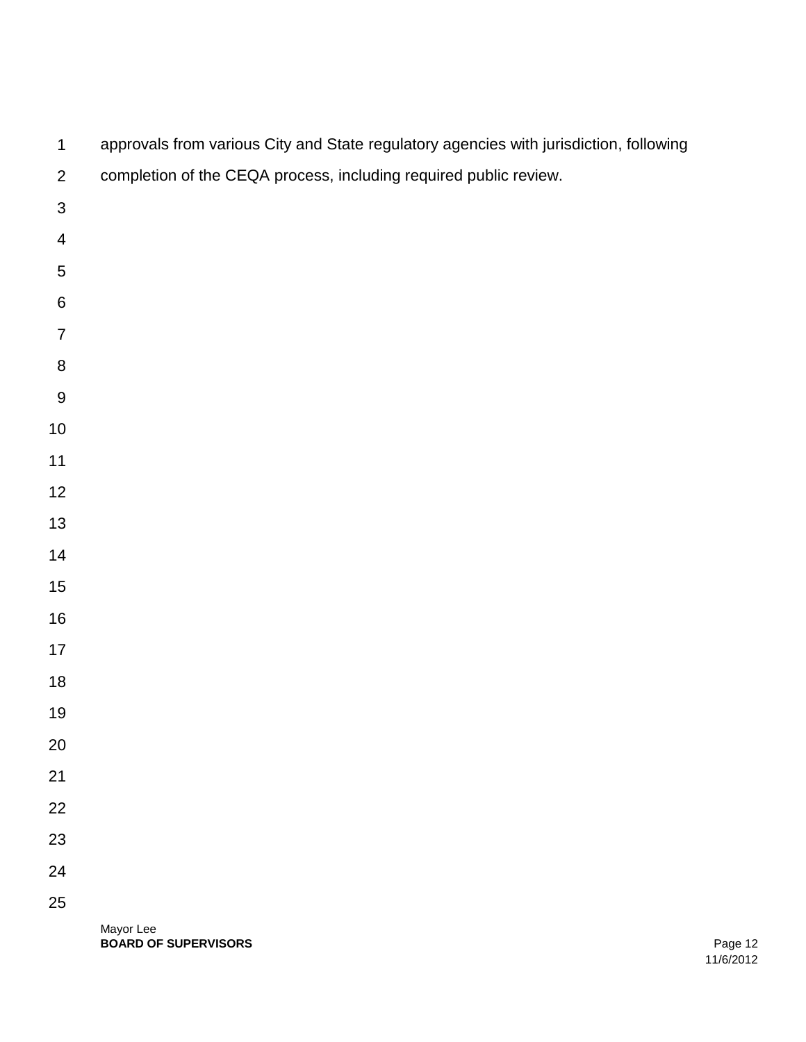approvals from various City and State regulatory agencies with jurisdiction, following completion of the CEQA process, including required public review.